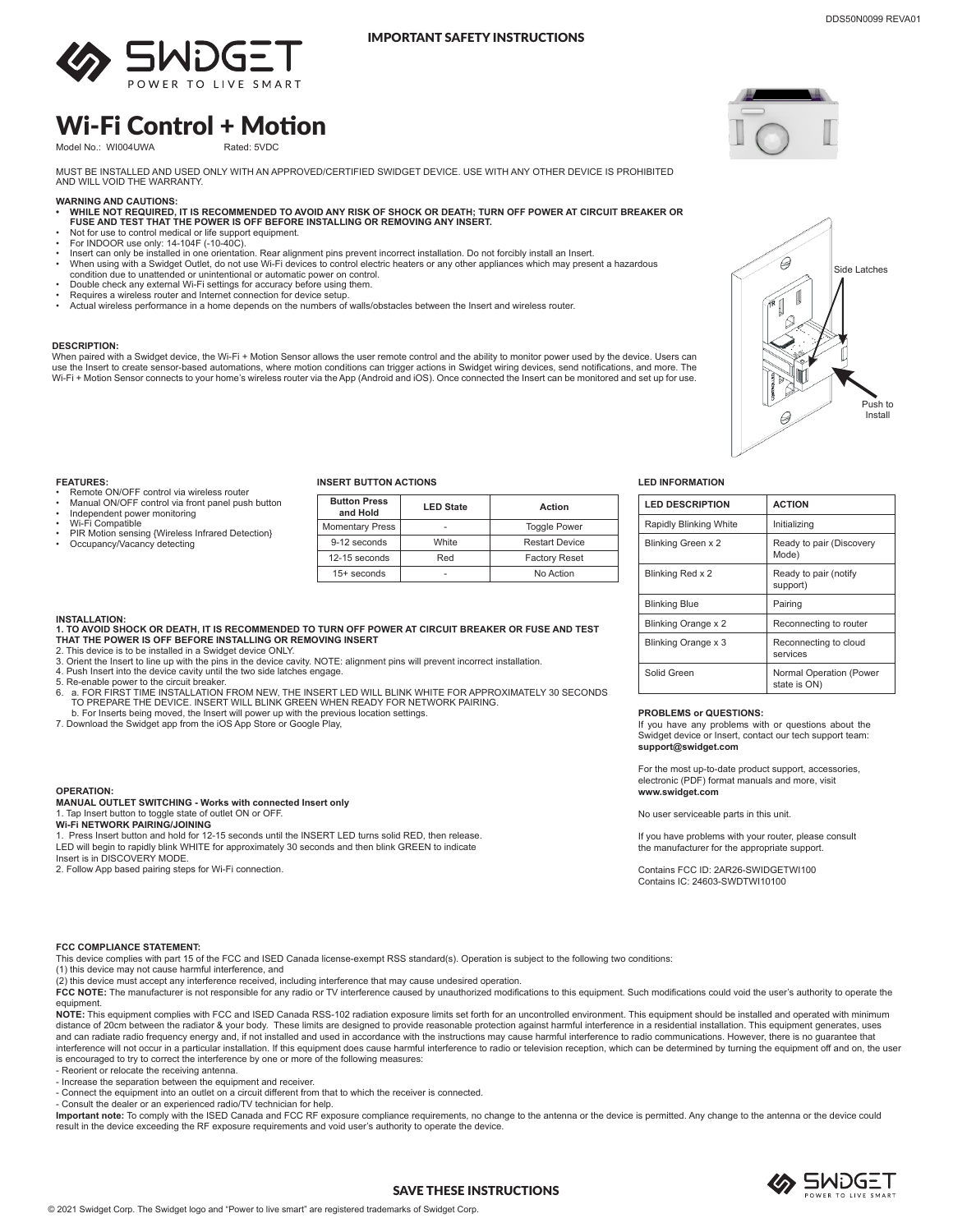IMPORTANT SAFETY INSTRUCTIONS

# Wi-Fi Control + Motion

Model No.: WI004UWA Rated: 5VDC

MUST BE INSTALLED AND USED ONLY WITH AN APPROVED/CERTIFIED SWIDGET DEVICE. USE WITH ANY OTHER DEVICE IS PROHIBITED AND WILL VOID THE WARRANTY.

**WARNING AND CAUTIONS:**

- **WHILE NOT REQUIRED, IT IS RECOMMENDED TO AVOID ANY RISK OF SHOCK OR DEATH; TURN OFF POWER AT CIRCUIT BREAKER OR FUSE AND TEST THAT THE POWER IS OFF BEFORE INSTALLING OR REMOVING ANY INSERT.**
- Not for use to control medical or life support equipment.
- For INDOOR use only: 14-104F (-10-40C).
- Insert can only be installed in one orientation. Rear alignment pins prevent incorrect installation. Do not forcibly install an Insert.
- When using with a Swidget Outlet, do not use Wi-Fi devices to control electric heaters or any other appliances which may present a hazardous condition due to unattended or unintentional or automatic power on control.
- Double check any external Wi-Fi settings for accuracy before using them.
- Requires a wireless router and Internet connection for device setup.
- Actual wireless performance in a home depends on the numbers of walls/obstacles between the Insert and wireless router.

Side Latches

Push to Install

**DESCRIPTION:**

When paired with a Swidget device, the Wi-Fi + Motion Sensor allows the user remote control and the ability to monitor power used by the device. Users can use the Insert to create sensor-based automations, where motion conditions can trigger actions in Swidget wiring devices, send notifications, and more. The Wi-Fi + Motion Sensor connects to your home's wireless router via the App (Android and iOS). Once connected the Insert can be monitored and set up for use.

**FEATURES:**

- Remote ON/OFF control via wireless router
- Manual ON/OFF control via front panel push button
- Independent power monitoring
- Wi-Fi Compatible
- PIR Motion sensing {Wireless Infrared Detection}
- Occupancy/Vacancy detecting

**INSERT BUTTON ACTIONS**

| Button Press and Hold | LED State | Action |
|---|---|---|
| Momentary Press | - | Toggle Power |
| 9-12 seconds | White | Restart Device |
| 12-15 seconds | Red | Factory Reset |
| 15+ seconds | - | No Action |

**LED INFORMATION**

| LED DESCRIPTION | ACTION |
|---|---|
| Rapidly Blinking White | Initializing |
| Blinking Green x 2 | Ready to pair (Discovery Mode) |
| Blinking Red x 2 | Ready to pair (notify support) |
| Blinking Blue | Pairing |
| Blinking Orange x 2 | Reconnecting to router |
| Blinking Orange x 3 | Reconnecting to cloud services |
| Solid Green | Normal Operation (Power state is ON) |

**INSTALLATION:**

1. **TO AVOID SHOCK OR DEATH, IT IS RECOMMENDED TO TURN OFF POWER AT CIRCUIT BREAKER OR FUSE AND TEST THAT THE POWER IS OFF BEFORE INSTALLING OR REMOVING INSERT**
2. This device is to be installed in a Swidget device ONLY.
3. Orient the Insert to line up with the pins in the device cavity. NOTE: alignment pins will prevent incorrect installation.
4. Push Insert into the device cavity until the two side latches engage.
5. Re-enable power to the circuit breaker.
6. a. FOR FIRST TIME INSTALLATION FROM NEW, THE INSERT LED WILL BLINK WHITE FOR APPROXIMATELY 30 SECONDS TO PREPARE THE DEVICE. INSERT WILL BLINK GREEN WHEN READY FOR NETWORK PAIRING.
   b. For Inserts being moved, the Insert will power up with the previous location settings.
7. Download the Swidget app from the iOS App Store or Google Play,

**OPERATION:**

**MANUAL OUTLET SWITCHING - Works with connected Insert only**

1. Tap Insert button to toggle state of outlet ON or OFF.

**Wi-FI NETWORK PAIRING/JOINING**

1. Press Insert button and hold for 12-15 seconds until the INSERT LED turns solid RED, then release. LED will begin to rapidly blink WHITE for approximately 30 seconds and then blink GREEN to indicate Insert is in DISCOVERY MODE.
2. Follow App based pairing steps for Wi-Fi connection.

**PROBLEMS or QUESTIONS:**

If you have any problems with or questions about the Swidget device or Insert, contact our tech support team: **support@swidget.com**

For the most up-to-date product support, accessories, electronic (PDF) format manuals and more, visit **www.swidget.com**

No user serviceable parts in this unit.

If you have problems with your router, please consult the manufacturer for the appropriate support.

Contains FCC ID: 2AR26-SWIDGETWI100
Contains IC: 24603-SWDTWI10100

**FCC COMPLIANCE STATEMENT:**

This device complies with part 15 of the FCC and ISED Canada license-exempt RSS standard(s). Operation is subject to the following two conditions:
(1) this device may not cause harmful interference, and
(2) this device must accept any interference received, including interference that may cause undesired operation.

**FCC NOTE:** The manufacturer is not responsible for any radio or TV interference caused by unauthorized modifications to this equipment. Such modifications could void the user's authority to operate the equipment.

**NOTE:** This equipment complies with FCC and ISED Canada RSS-102 radiation exposure limits set forth for an uncontrolled environment. This equipment should be installed and operated with minimum distance of 20cm between the radiator & your body. These limits are designed to provide reasonable protection against harmful interference in a residential installation. This equipment generates, uses and can radiate radio frequency energy and, if not installed and used in accordance with the instructions may cause harmful interference to radio communications. However, there is no guarantee that interference will not occur in a particular installation. If this equipment does cause harmful interference to radio or television reception, which can be determined by turning the equipment off and on, the user is encouraged to try to correct the interference by one or more of the following measures:

- Reorient or relocate the receiving antenna.
- Increase the separation between the equipment and receiver.
- Connect the equipment into an outlet on a circuit different from that to which the receiver is connected.
- Consult the dealer or an experienced radio/TV technician for help.

**Important note:** To comply with the ISED Canada and FCC RF exposure compliance requirements, no change to the antenna or the device is permitted. Any change to the antenna or the device could result in the device exceeding the RF exposure requirements and void user's authority to operate the device.

SAVE THESE INSTRUCTIONS

© 2021 Swidget Corp. The Swidget logo and "Power to live smart" are registered trademarks of Swidget Corp.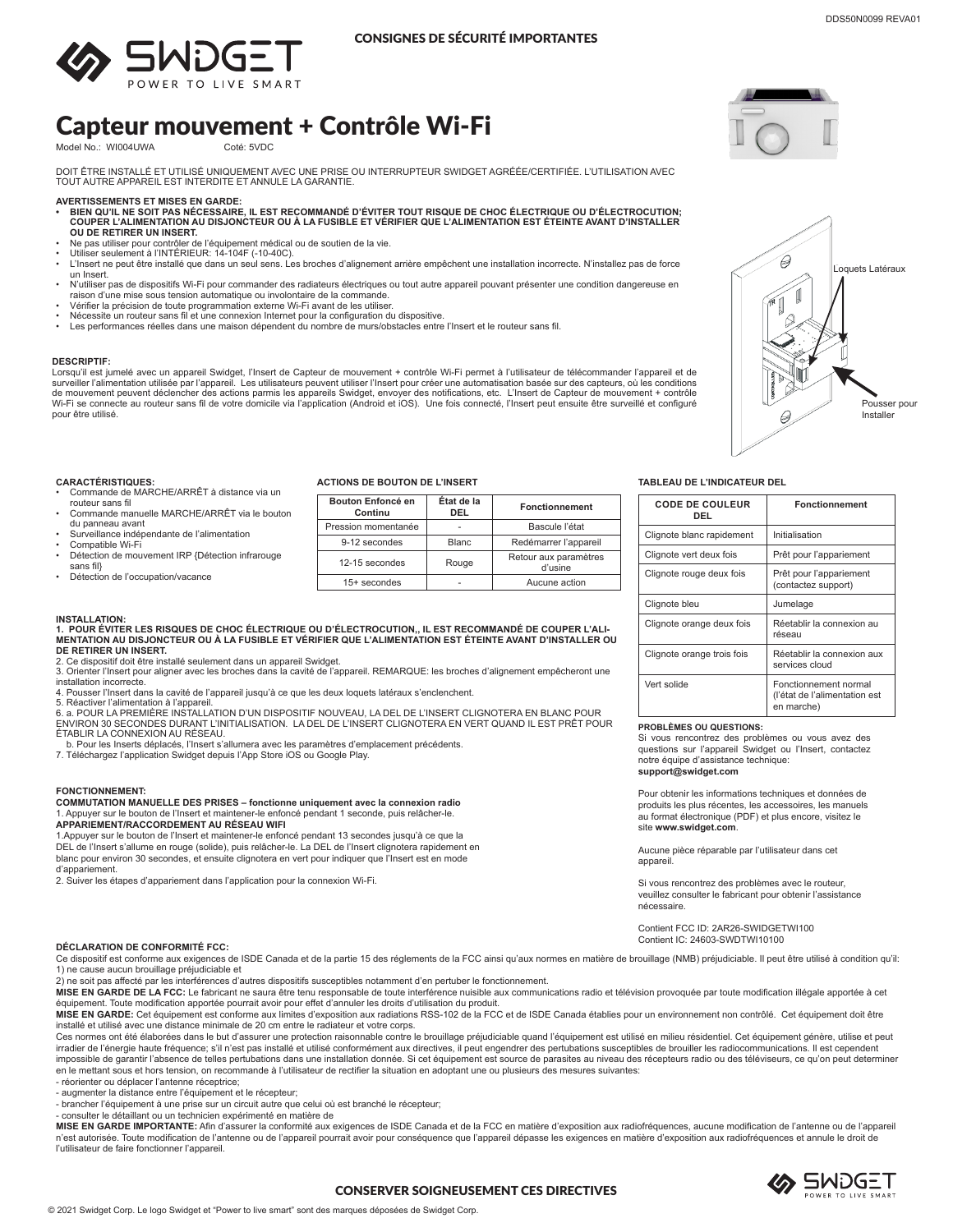CONSIGNES DE SÉCURITÉ IMPORTANTES

# Capteur mouvement + Contrôle Wi-Fi

Model No.: WI004UWA Coté: 5VDC

DOIT ÊTRE INSTALLÉ ET UTILISÉ UNIQUEMENT AVEC UNE PRISE OU INTERRUPTEUR SWIDGET AGRÉÉE/CERTIFIÉE. L'UTILISATION AVEC TOUT AUTRE APPAREIL EST INTERDITE ET ANNULE LA GARANTIE.

**AVERTISSEMENTS ET MISES EN GARDE:**

- **BIEN QU'IL NE SOIT PAS NÉCESSAIRE, IL EST RECOMMANDÉ D'ÉVITER TOUT RISQUE DE CHOC ÉLECTRIQUE OU D'ÉLECTROCUTION; COUPER L'ALIMENTATION AU DISJONCTEUR OU À LA FUSIBLE ET VÉRIFIER QUE L'ALIMENTATION EST ÉTEINTE AVANT D'INSTALLER OU DE RETIRER UN INSERT.**
- Ne pas utiliser pour contrôler de l'équipement médical ou de soutien de la vie.
- Utiliser seulement à l'INTÉRIEUR: 14-104F (-10-40C).
- L'Insert ne peut être installé que dans un seul sens. Les broches d'alignement arrière empêchent une installation incorrecte. N'installez pas de force un Insert.
- N'utiliser pas de dispositifs Wi-Fi pour commander des radiateurs électriques ou tout autre appareil pouvant présenter une condition dangereuse en raison d'une mise sous tension automatique ou involontaire de la commande.
- Vérifier la précision de toute programmation externe Wi-Fi avant de les utiliser.
- Nécessite un routeur sans fil et une connexion Internet pour la configuration du dispositive.
- Les performances réelles dans une maison dépendent du nombre de murs/obstacles entre l'Insert et le routeur sans fil.

Loquets Latéraux

Pousser pour Installer

**DESCRIPTIF:**

Lorsqu'il est jumelé avec un appareil Swidget, l'Insert de Capteur de mouvement + contrôle Wi-Fi permet à l'utilisateur de télécommander l'appareil et de surveiller l'alimentation utilisée par l'appareil. Les utilisateurs peuvent utiliser l'Insert pour créer une automatisation basée sur des capteurs, où les conditions de mouvement peuvent déclencher des actions parmis les appareils Swidget, envoyer des notifications, etc. L'Insert de Capteur de mouvement + contrôle Wi-Fi se connecte au routeur sans fil de votre domicile via l'application (Android et iOS). Une fois connecté, l'Insert peut ensuite être surveillé et configuré pour être utilisé.

**CARACTÉRISTIQUES:**

- Commande de MARCHE/ARRÊT à distance via un routeur sans fil
- Commande manuelle MARCHE/ARRÊT via le bouton du panneau avant
- Surveillance indépendante de l'alimentation
- Compatible Wi-Fi
- Détection de mouvement IRP {Détection infrarouge sans fil}
- Détection de l'occupation/vacance

**ACTIONS DE BOUTON DE L'INSERT**

| Bouton Enfoncé en Continu | État de la DEL | Fonctionnement |
|---|---|---|
| Pression momentanée | - | Bascule l'état |
| 9-12 secondes | Blanc | Redémarrer l'appareil |
| 12-15 secondes | Rouge | Retour aux paramètres d'usine |
| 15+ secondes | - | Aucune action |

**TABLEAU DE L'INDICATEUR DEL**

| CODE DE COULEUR DEL | Fonctionnement |
|---|---|
| Clignote blanc rapidement | Initialisation |
| Clignote vert deux fois | Prêt pour l'appariement |
| Clignote rouge deux fois | Prêt pour l'appariement (contactez support) |
| Clignote bleu | Jumelage |
| Clignote orange deux fois | Réetablir la connexion au réseau |
| Clignote orange trois fois | Réetablir la connexion aux services cloud |
| Vert solide | Fonctionnement normal (l'état de l'alimentation est en marche) |

**INSTALLATION:**

**1. POUR ÉVITER LES RISQUES DE CHOC ÉLECTRIQUE OU D'ÉLECTROCUTION,, IL EST RECOMMANDÉ DE COUPER L'ALIMENTATION AU DISJONCTEUR OU À LA FUSIBLE ET VÉRIFIER QUE L'ALIMENTATION EST ÉTEINTE AVANT D'INSTALLER OU DE RETIRER UN INSERT.**

2. Ce dispositif doit être installé seulement dans un appareil Swidget.

3. Orienter l'Insert pour aligner avec les broches dans la cavité de l'appareil. REMARQUE: les broches d'alignement empêcheront une installation incorrecte.

4. Pousser l'Insert dans la cavité de l'appareil jusqu'à ce que les deux loquets latéraux s'enclenchent.

5. Réactiver l'alimentation à l'appareil.

6. a. POUR LA PREMIÈRE INSTALLATION D'UN DISPOSITIF NOUVEAU, LA DEL DE L'INSERT CLIGNOTERA EN BLANC POUR ENVIRON 30 SECONDES DURANT L'INITIALISATION. LA DEL DE L'INSERT CLIGNOTERA EN VERT QUAND IL EST PRÊT POUR ÉTABLIR LA CONNEXION AU RÉSEAU.

b. Pour les Inserts déplacés, l'Insert s'allumera avec les paramètres d'emplacement précédents.

7. Téléchargez l'application Swidget depuis l'App Store iOS ou Google Play.

**FONCTIONNEMENT:**

**COMMUTATION MANUELLE DES PRISES – fonctionne uniquement avec la connexion radio**

1. Appuyer sur le bouton de l'Insert et maintener-le enfoncé pendant 1 seconde, puis relâcher-le.

**APPARIEMENT/RACCORDEMENT AU RÉSEAU WIFI**

1.Appuyer sur le bouton de l'Insert et maintener-le enfoncé pendant 13 secondes jusqu'à ce que la DEL de l'Insert s'allume en rouge (solide), puis relâcher-le. La DEL de l'Insert clignotera rapidement en blanc pour environ 30 secondes, et ensuite clignotera en vert pour indiquer que l'Insert est en mode d'appariement.

2. Suiver les étapes d'appariement dans l'application pour la connexion Wi-Fi.

**PROBLÈMES OU QUESTIONS:**

Si vous rencontrez des problèmes ou vous avez des questions sur l'appareil Swidget ou l'Insert, contactez notre équipe d'assistance technique: **support@swidget.com**

Pour obtenir les informations techniques et données de produits les plus récentes, les accessoires, les manuels au format électronique (PDF) et plus encore, visitez le site **www.swidget.com**.

Aucune pièce réparable par l'utilisateur dans cet appareil.

Si vous rencontrez des problèmes avec le routeur, veuillez consulter le fabricant pour obtenir l'assistance nécessaire.

Contient FCC ID: 2AR26-SWIDGETWI100
Contient IC: 24603-SWDTWI10100

**DÉCLARATION DE CONFORMITÉ FCC:**

Ce dispositif est conforme aux exigences de ISDE Canada et de la partie 15 des réglements de la FCC ainsi qu'aux normes en matière de brouillage (NMB) préjudiciable. Il peut être utilisé à condition qu'il:
1) ne cause aucun brouillage préjudiciable et
2) ne soit pas affecté par les interférences d'autres dispositifs susceptibles notamment d'en pertuber le fonctionnement.

**MISE EN GARDE DE LA FCC:** Le fabricant ne saura être tenu responsable de toute interférence nuisible aux communications radio et télévision provoquée par toute modification illégale apportée à cet équipement. Toute modification apportée pourrait avoir pour effet d'annuler les droits d'utilisation du produit.

**MISE EN GARDE:** Cet équipement est conforme aux limites d'exposition aux radiations RSS-102 de la FCC et de ISDE Canada établies pour un environnement non contrôlé. Cet équipement doit être installé et utilisé avec une distance minimale de 20 cm entre le radiateur et votre corps.

Ces normes ont été élaborées dans le but d'assurer une protection raisonnable contre le brouillage préjudiciable quand l'équipement est utilisé en milieu résidentiel. Cet équipement génère, utilise et peut irradier de l'énergie haute fréquence; s'il n'est pas installé et utilisé conformément aux directives, il peut engendrer des pertubations susceptibles de brouiller les radiocommunications. Il est cependent impossible de garantir l'absence de telles pertubations dans une installation donnée. Si cet équipement est source de parasites au niveau des récepteurs radio ou des téléviseurs, ce qu'on peut determiner en le mettant sous et hors tension, on recommande à l'utilisateur de rectifier la situation en adoptant une ou plusieurs des mesures suivantes:

- réorienter ou déplacer l'antenne réceptrice;
- augmenter la distance entre l'équipement et le récepteur;
- brancher l'équipement à une prise sur un circuit autre que celui où est branché le récepteur;
- consulter le détaillant ou un technicien expérimenté en matière de

**MISE EN GARDE IMPORTANTE:** Afin d'assurer la conformité aux exigences de ISDE Canada et de la FCC en matière d'exposition aux radiofréquences, aucune modification de l'antenne ou de l'appareil n'est autorisée. Toute modification de l'antenne ou de l'appareil pourrait avoir pour conséquence que l'appareil dépasse les exigences en matière d'exposition aux radiofréquences et annule le droit de l'utilisateur de faire fonctionner l'appareil.

CONSERVER SOIGNEUSEMENT CES DIRECTIVES

© 2021 Swidget Corp. Le logo Swidget et "Power to live smart" sont des marques déposées de Swidget Corp.